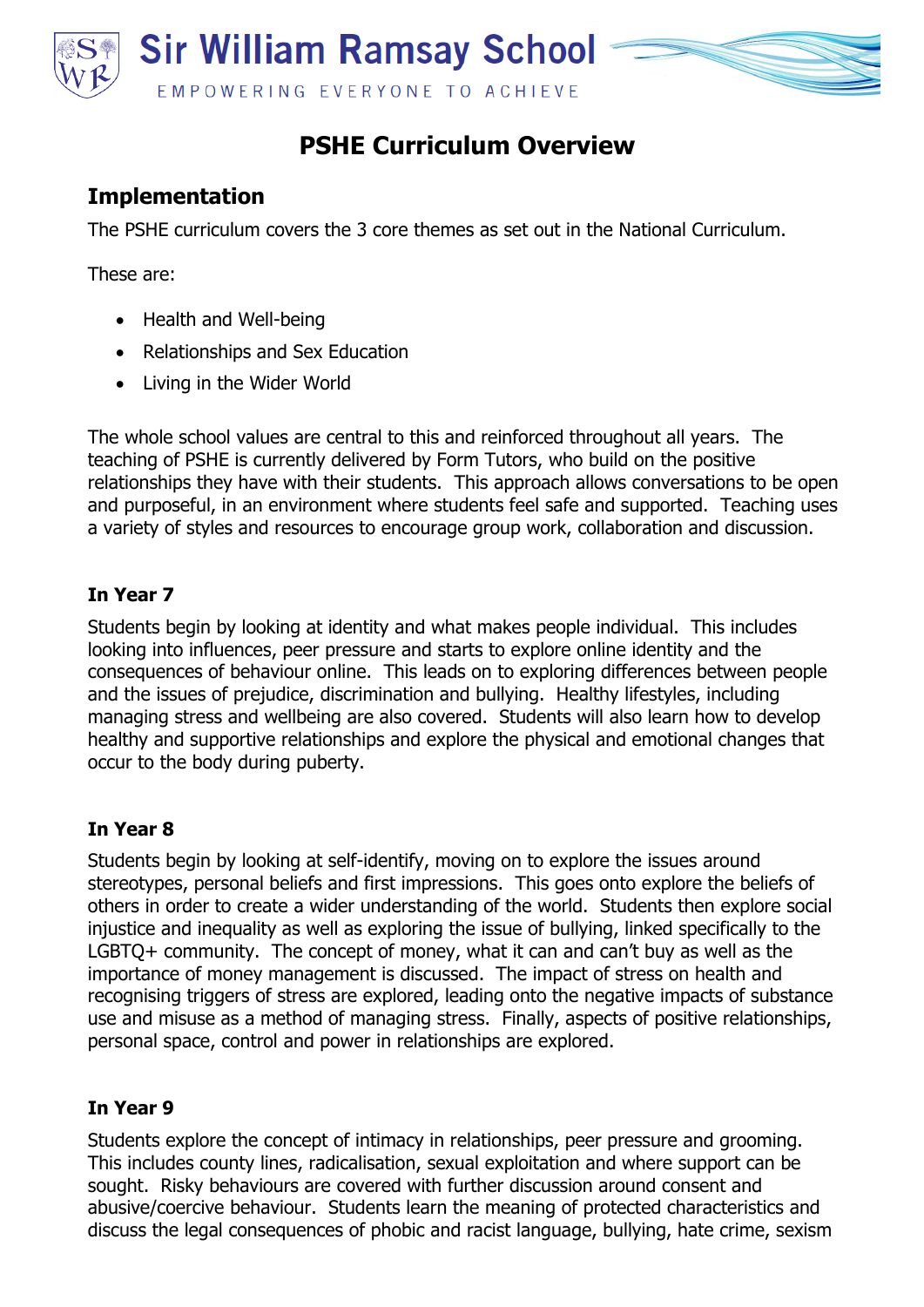# Sir William Ramsay School

EMPOWERING EVERYONE TO ACHIEVE

## PSHE Curriculum Overview

### Implementation

The PSHE curriculum covers the 3 core themes as set out in the National Curriculum.

These are:

- Health and Well-being
- Relationships and Sex Education
- Living in the Wider World

The whole school values are central to this and reinforced throughout all years. The teaching of PSHE is currently delivered by Form Tutors, who build on the positive relationships they have with their students. This approach allows conversations to be open and purposeful, in an environment where students feel safe and supported. Teaching uses a variety of styles and resources to encourage group work, collaboration and discussion.

#### In Year 7

Students begin by looking at identity and what makes people individual. This includes looking into influences, peer pressure and starts to explore online identity and the consequences of behaviour online. This leads on to exploring differences between people and the issues of prejudice, discrimination and bullying. Healthy lifestyles, including managing stress and wellbeing are also covered. Students will also learn how to develop healthy and supportive relationships and explore the physical and emotional changes that occur to the body during puberty.

#### In Year 8

Students begin by looking at self-identify, moving on to explore the issues around stereotypes, personal beliefs and first impressions. This goes onto explore the beliefs of others in order to create a wider understanding of the world. Students then explore social injustice and inequality as well as exploring the issue of bullying, linked specifically to the LGBTQ+ community. The concept of money, what it can and can't buy as well as the importance of money management is discussed. The impact of stress on health and recognising triggers of stress are explored, leading onto the negative impacts of substance use and misuse as a method of managing stress. Finally, aspects of positive relationships, personal space, control and power in relationships are explored.

#### In Year 9

Students explore the concept of intimacy in relationships, peer pressure and grooming. This includes county lines, radicalisation, sexual exploitation and where support can be sought. Risky behaviours are covered with further discussion around consent and abusive/coercive behaviour. Students learn the meaning of protected characteristics and discuss the legal consequences of phobic and racist language, bullying, hate crime, sexism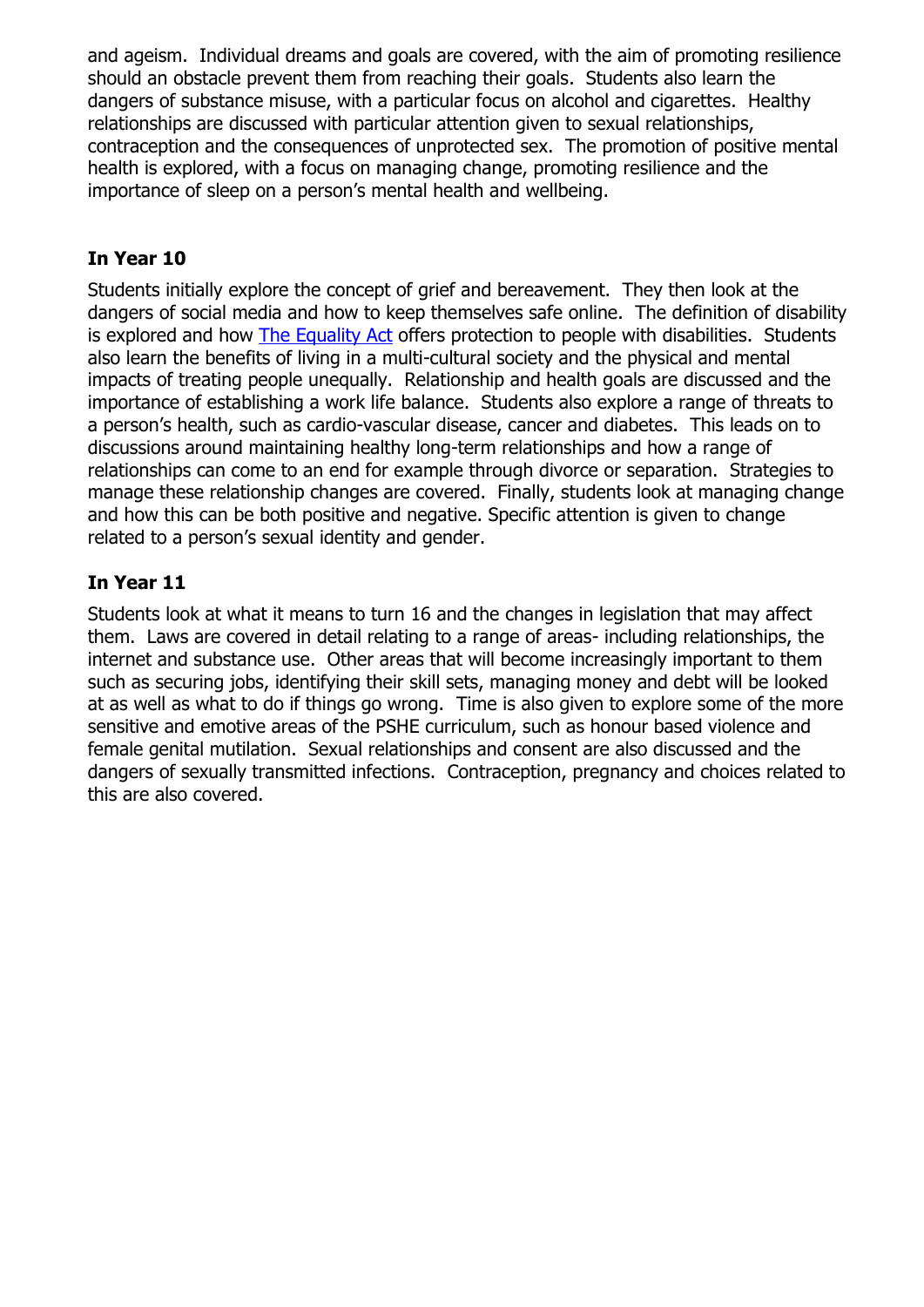and ageism. Individual dreams and goals are covered, with the aim of promoting resilience should an obstacle prevent them from reaching their goals. Students also learn the dangers of substance misuse, with a particular focus on alcohol and cigarettes. Healthy relationships are discussed with particular attention given to sexual relationships, contraception and the consequences of unprotected sex. The promotion of positive mental health is explored, with a focus on managing change, promoting resilience and the importance of sleep on a person's mental health and wellbeing.

### In Year 10

Students initially explore the concept of grief and bereavement. They then look at the dangers of social media and how to keep themselves safe online. The definition of disability is explored and how The Equality Act offers protection to people with disabilities. Students also learn the benefits of living in a multi-cultural society and the physical and mental impacts of treating people unequally. Relationship and health goals are discussed and the importance of establishing a work life balance. Students also explore a range of threats to a person's health, such as cardio-vascular disease, cancer and diabetes. This leads on to discussions around maintaining healthy long-term relationships and how a range of relationships can come to an end for example through divorce or separation. Strategies to manage these relationship changes are covered. Finally, students look at managing change and how this can be both positive and negative. Specific attention is given to change related to a person's sexual identity and gender.

### In Year 11

Students look at what it means to turn 16 and the changes in legislation that may affect them. Laws are covered in detail relating to a range of areas- including relationships, the internet and substance use. Other areas that will become increasingly important to them such as securing jobs, identifying their skill sets, managing money and debt will be looked at as well as what to do if things go wrong. Time is also given to explore some of the more sensitive and emotive areas of the PSHE curriculum, such as honour based violence and female genital mutilation. Sexual relationships and consent are also discussed and the dangers of sexually transmitted infections. Contraception, pregnancy and choices related to this are also covered.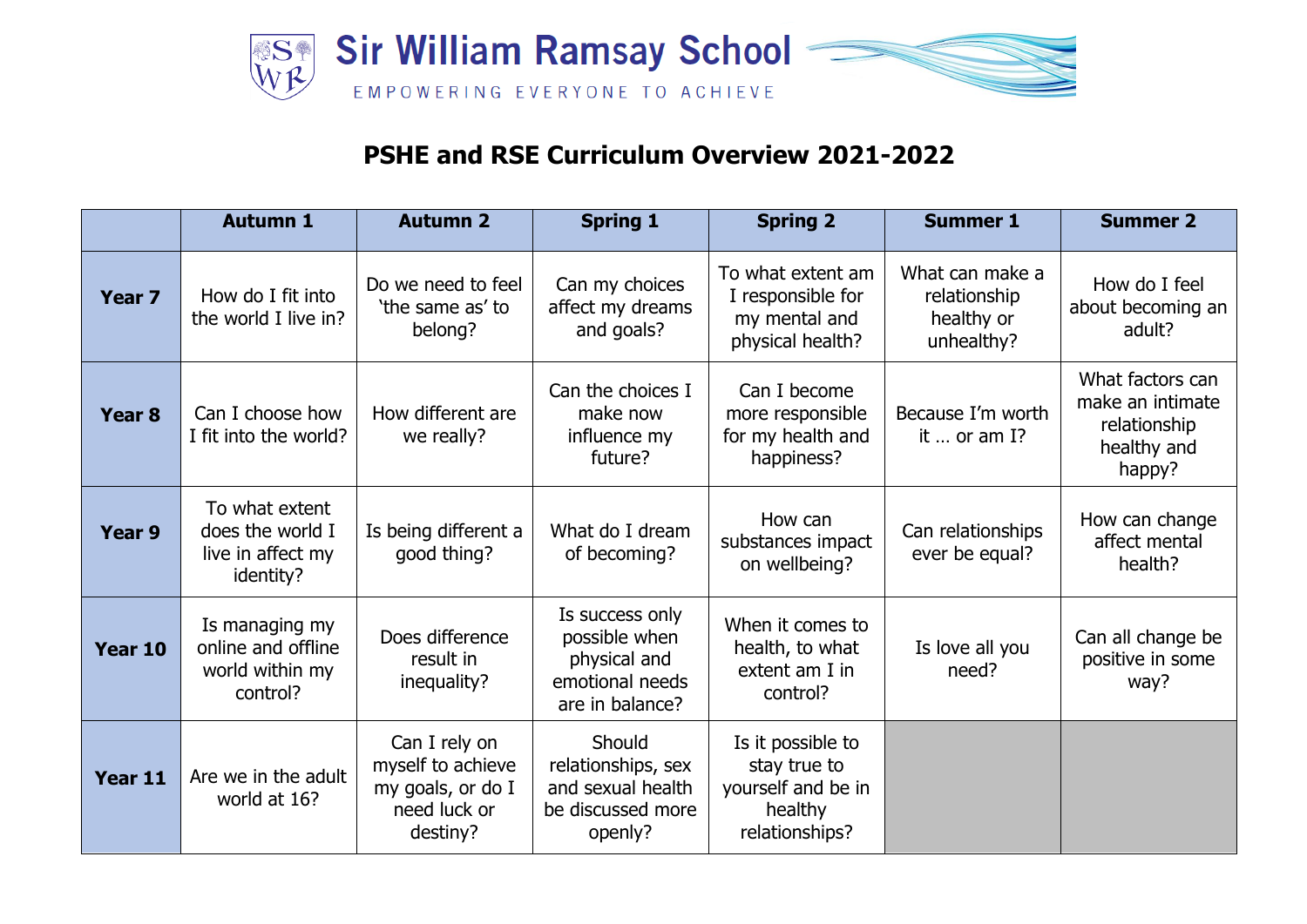# Sir William Ramsay School

EMPOWERING EVERYONE TO ACHIEVE

## PSHE and RSE Curriculum Overview 2021-2022

| | Autumn 1 | Autumn 2 | Spring 1 | Spring 2 | Summer 1 | Summer 2 |
|---|---|---|---|---|---|---|
| **Year 7** | How do I fit into the world I live in? | Do we need to feel 'the same as' to belong? | Can my choices affect my dreams and goals? | To what extent am I responsible for my mental and physical health? | What can make a relationship healthy or unhealthy? | How do I feel about becoming an adult? |
| **Year 8** | Can I choose how I fit into the world? | How different are we really? | Can the choices I make now influence my future? | Can I become more responsible for my health and happiness? | Because I'm worth it … or am I? | What factors can make an intimate relationship healthy and happy? |
| **Year 9** | To what extent does the world I live in affect my identity? | Is being different a good thing? | What do I dream of becoming? | How can substances impact on wellbeing? | Can relationships ever be equal? | How can change affect mental health? |
| **Year 10** | Is managing my online and offline world within my control? | Does difference result in inequality? | Is success only possible when physical and emotional needs are in balance? | When it comes to health, to what extent am I in control? | Is love all you need? | Can all change be positive in some way? |
| **Year 11** | Are we in the adult world at 16? | Can I rely on myself to achieve my goals, or do I need luck or destiny? | Should relationships, sex and sexual health be discussed more openly? | Is it possible to stay true to yourself and be in healthy relationships? | | |